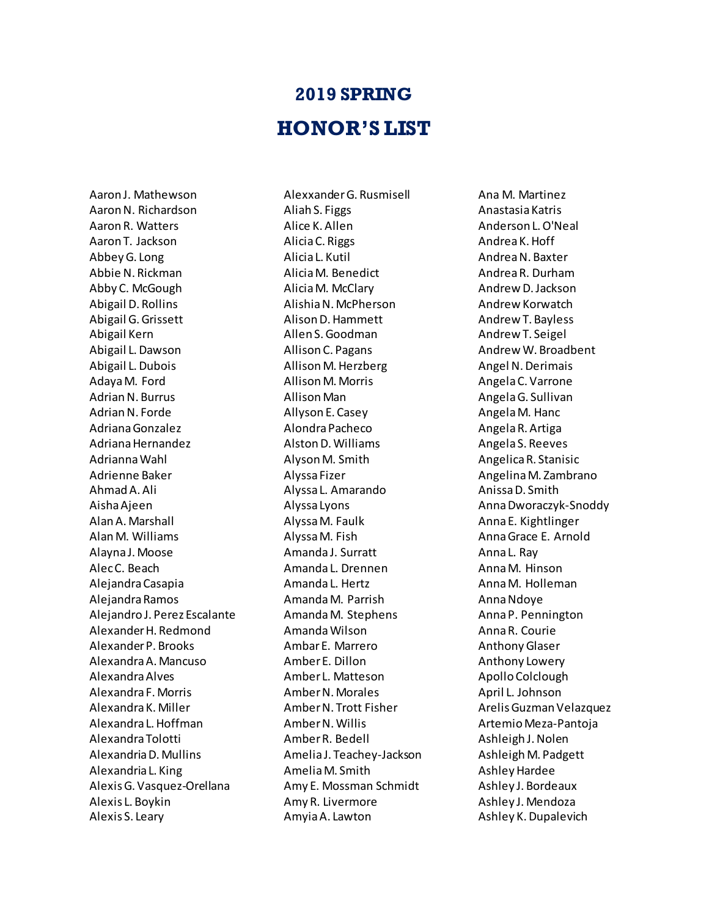# 2019 SPRING

# HONOR'S LIST

Aaron J. Mathewson
Aaron N. Richardson
Aaron R. Watters
Aaron T. Jackson
Abbey G. Long
Abbie N. Rickman
Abby C. McGough
Abigail D. Rollins
Abigail G. Grissett
Abigail Kern
Abigail L. Dawson
Abigail L. Dubois
Adaya M. Ford
Adrian N. Burrus
Adrian N. Forde
Adriana Gonzalez
Adriana Hernandez
Adrianna Wahl
Adrienne Baker
Ahmad A. Ali
Aisha Ajeen
Alan A. Marshall
Alan M. Williams
Alayna J. Moose
Alec C. Beach
Alejandra Casapia
Alejandra Ramos
Alejandro J. Perez Escalante
Alexander H. Redmond
Alexander P. Brooks
Alexandra A. Mancuso
Alexandra Alves
Alexandra F. Morris
Alexandra K. Miller
Alexandra L. Hoffman
Alexandra Tolotti
Alexandria D. Mullins
Alexandria L. King
Alexis G. Vasquez-Orellana
Alexis L. Boykin
Alexis S. Leary
Alexxander G. Rusmisell
Aliah S. Figgs
Alice K. Allen
Alicia C. Riggs
Alicia L. Kutil
Alicia M. Benedict
Alicia M. McClary
Alishia N. McPherson
Alison D. Hammett
Allen S. Goodman
Allison C. Pagans
Allison M. Herzberg
Allison M. Morris
Allison Man
Allyson E. Casey
Alondra Pacheco
Alston D. Williams
Alyson M. Smith
Alyssa Fizer
Alyssa L. Amarando
Alyssa Lyons
Alyssa M. Faulk
Alyssa M. Fish
Amanda J. Surratt
Amanda L. Drennen
Amanda L. Hertz
Amanda M. Parrish
Amanda M. Stephens
Amanda Wilson
Ambar E. Marrero
Amber E. Dillon
Amber L. Matteson
Amber N. Morales
Amber N. Trott Fisher
Amber N. Willis
Amber R. Bedell
Amelia J. Teachey-Jackson
Amelia M. Smith
Amy E. Mossman Schmidt
Amy R. Livermore
Amyia A. Lawton
Ana M. Martinez
Anastasia Katris
Anderson L. O'Neal
Andrea K. Hoff
Andrea N. Baxter
Andrea R. Durham
Andrew D. Jackson
Andrew Korwatch
Andrew T. Bayless
Andrew T. Seigel
Andrew W. Broadbent
Angel N. Derimais
Angela C. Varrone
Angela G. Sullivan
Angela M. Hanc
Angela R. Artiga
Angela S. Reeves
Angelica R. Stanisic
Angelina M. Zambrano
Anissa D. Smith
Anna Dworaczyk-Snoddy
Anna E. Kightlinger
Anna Grace E. Arnold
Anna L. Ray
Anna M. Hinson
Anna M. Holleman
Anna Ndoye
Anna P. Pennington
Anna R. Courie
Anthony Glaser
Anthony Lowery
Apollo Colclough
April L. Johnson
Arelis Guzman Velazquez
Artemio Meza-Pantoja
Ashleigh J. Nolen
Ashleigh M. Padgett
Ashley Hardee
Ashley J. Bordeaux
Ashley J. Mendoza
Ashley K. Dupalevich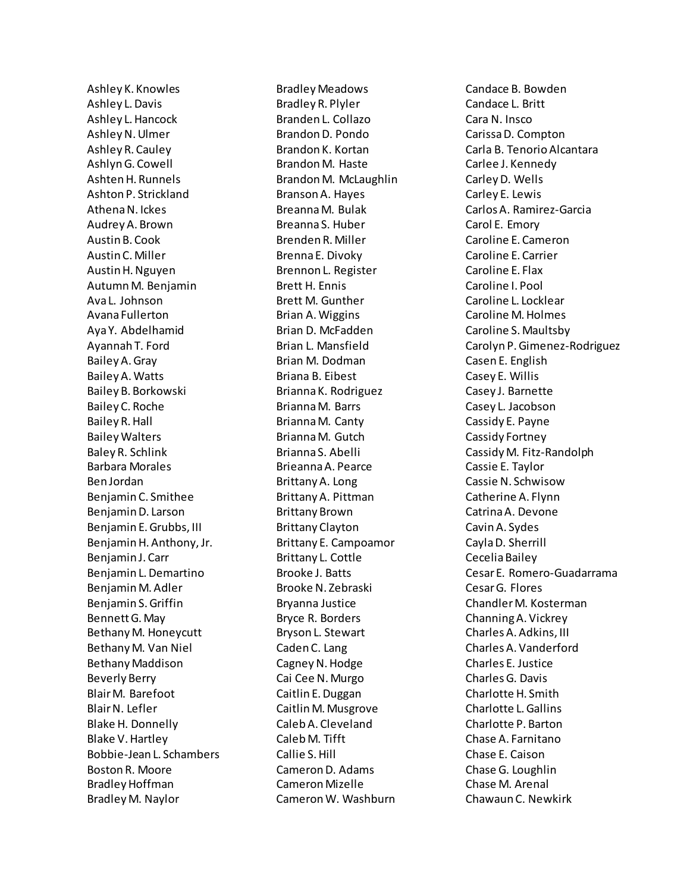Ashley K. Knowles
Ashley L. Davis
Ashley L. Hancock
Ashley N. Ulmer
Ashley R. Cauley
Ashlyn G. Cowell
Ashten H. Runnels
Ashton P. Strickland
Athena N. Ickes
Audrey A. Brown
Austin B. Cook
Austin C. Miller
Austin H. Nguyen
Autumn M. Benjamin
Ava L. Johnson
Avana Fullerton
Aya Y. Abdelhamid
Ayannah T. Ford
Bailey A. Gray
Bailey A. Watts
Bailey B. Borkowski
Bailey C. Roche
Bailey R. Hall
Bailey Walters
Baley R. Schlink
Barbara Morales
Ben Jordan
Benjamin C. Smithee
Benjamin D. Larson
Benjamin E. Grubbs, III
Benjamin H. Anthony, Jr.
Benjamin J. Carr
Benjamin L. Demartino
Benjamin M. Adler
Benjamin S. Griffin
Bennett G. May
Bethany M. Honeycutt
Bethany M. Van Niel
Bethany Maddison
Beverly Berry
Blair M. Barefoot
Blair N. Lefler
Blake H. Donnelly
Blake V. Hartley
Bobbie-Jean L. Schambers
Boston R. Moore
Bradley Hoffman
Bradley M. Naylor
Bradley Meadows
Bradley R. Plyler
Branden L. Collazo
Brandon D. Pondo
Brandon K. Kortan
Brandon M. Haste
Brandon M. McLaughlin
Branson A. Hayes
Breanna M. Bulak
Breanna S. Huber
Brenden R. Miller
Brenna E. Divoky
Brennon L. Register
Brett H. Ennis
Brett M. Gunther
Brian A. Wiggins
Brian D. McFadden
Brian L. Mansfield
Brian M. Dodman
Briana B. Eibest
Brianna K. Rodriguez
Brianna M. Barrs
Brianna M. Canty
Brianna M. Gutch
Brianna S. Abelli
Brieanna A. Pearce
Brittany A. Long
Brittany A. Pittman
Brittany Brown
Brittany Clayton
Brittany E. Campoamor
Brittany L. Cottle
Brooke J. Batts
Brooke N. Zebraski
Bryanna Justice
Bryce R. Borders
Bryson L. Stewart
Caden C. Lang
Cagney N. Hodge
Cai Cee N. Murgo
Caitlin E. Duggan
Caitlin M. Musgrove
Caleb A. Cleveland
Caleb M. Tifft
Callie S. Hill
Cameron D. Adams
Cameron Mizelle
Cameron W. Washburn
Candace B. Bowden
Candace L. Britt
Cara N. Insco
Carissa D. Compton
Carla B. Tenorio Alcantara
Carlee J. Kennedy
Carley D. Wells
Carley E. Lewis
Carlos A. Ramirez-Garcia
Carol E. Emory
Caroline E. Cameron
Caroline E. Carrier
Caroline E. Flax
Caroline I. Pool
Caroline L. Locklear
Caroline M. Holmes
Caroline S. Maultsby
Carolyn P. Gimenez-Rodriguez
Casen E. English
Casey E. Willis
Casey J. Barnette
Casey L. Jacobson
Cassidy E. Payne
Cassidy Fortney
Cassidy M. Fitz-Randolph
Cassie E. Taylor
Cassie N. Schwisow
Catherine A. Flynn
Catrina A. Devone
Cavin A. Sydes
Cayla D. Sherrill
Cecelia Bailey
Cesar E. Romero-Guadarrama
Cesar G. Flores
Chandler M. Kosterman
Channing A. Vickrey
Charles A. Adkins, III
Charles A. Vanderford
Charles E. Justice
Charles G. Davis
Charlotte H. Smith
Charlotte L. Gallins
Charlotte P. Barton
Chase A. Farnitano
Chase E. Caison
Chase G. Loughlin
Chase M. Arenal
Chawaun C. Newkirk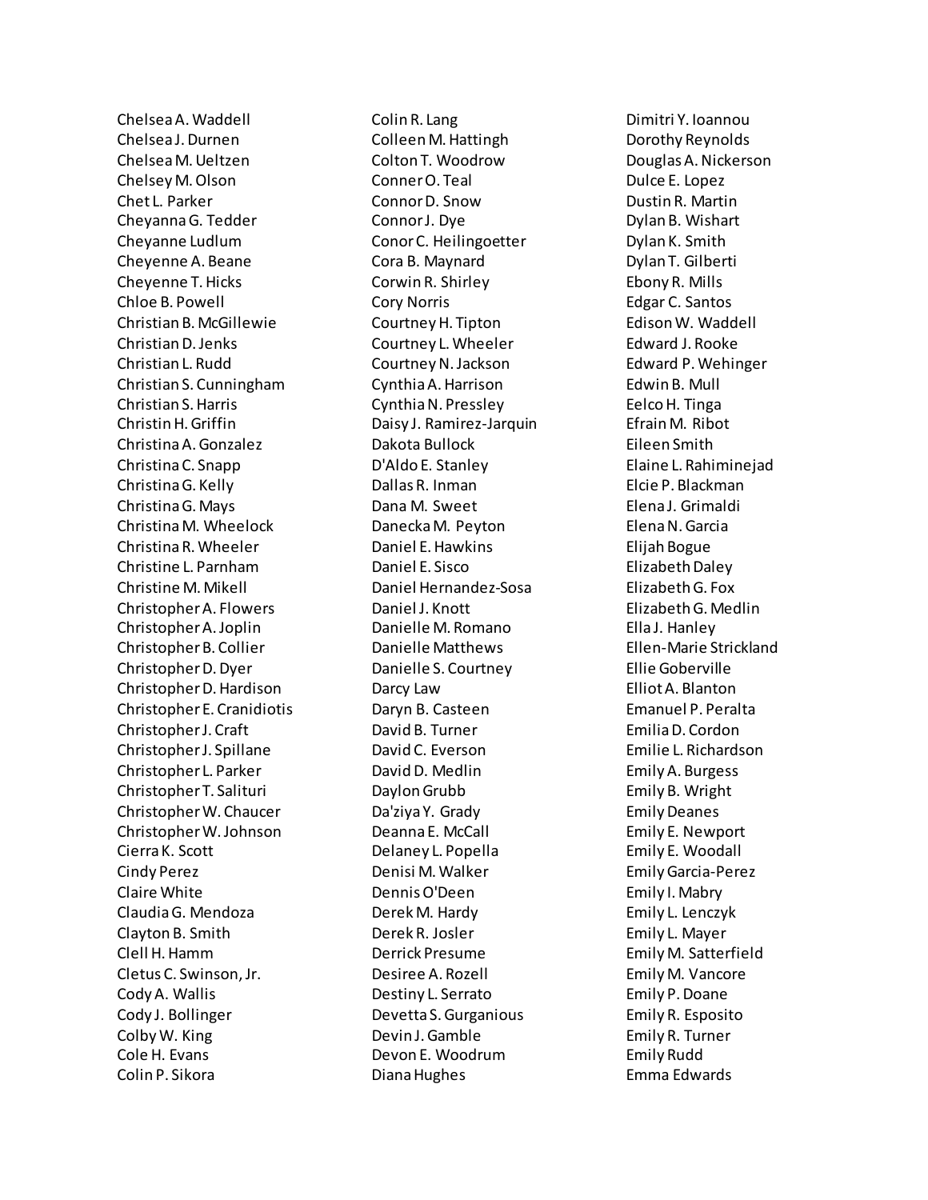Chelsea A. Waddell
Chelsea J. Durnen
Chelsea M. Ueltzen
Chelsey M. Olson
Chet L. Parker
Cheyanna G. Tedder
Cheyanne Ludlum
Cheyenne A. Beane
Cheyenne T. Hicks
Chloe B. Powell
Christian B. McGillewie
Christian D. Jenks
Christian L. Rudd
Christian S. Cunningham
Christian S. Harris
Christin H. Griffin
Christina A. Gonzalez
Christina C. Snapp
Christina G. Kelly
Christina G. Mays
Christina M. Wheelock
Christina R. Wheeler
Christine L. Parnham
Christine M. Mikell
Christopher A. Flowers
Christopher A. Joplin
Christopher B. Collier
Christopher D. Dyer
Christopher D. Hardison
Christopher E. Cranidiotis
Christopher J. Craft
Christopher J. Spillane
Christopher L. Parker
Christopher T. Salituri
Christopher W. Chaucer
Christopher W. Johnson
Cierra K. Scott
Cindy Perez
Claire White
Claudia G. Mendoza
Clayton B. Smith
Clell H. Hamm
Cletus C. Swinson, Jr.
Cody A. Wallis
Cody J. Bollinger
Colby W. King
Cole H. Evans
Colin P. Sikora
Colin R. Lang
Colleen M. Hattingh
Colton T. Woodrow
Conner O. Teal
Connor D. Snow
Connor J. Dye
Conor C. Heilingoetter
Cora B. Maynard
Corwin R. Shirley
Cory Norris
Courtney H. Tipton
Courtney L. Wheeler
Courtney N. Jackson
Cynthia A. Harrison
Cynthia N. Pressley
Daisy J. Ramirez-Jarquin
Dakota Bullock
D'Aldo E. Stanley
Dallas R. Inman
Dana M. Sweet
Danecka M. Peyton
Daniel E. Hawkins
Daniel E. Sisco
Daniel Hernandez-Sosa
Daniel J. Knott
Danielle M. Romano
Danielle Matthews
Danielle S. Courtney
Darcy Law
Daryn B. Casteen
David B. Turner
David C. Everson
David D. Medlin
Daylon Grubb
Da'ziya Y. Grady
Deanna E. McCall
Delaney L. Popella
Denisi M. Walker
Dennis O'Deen
Derek M. Hardy
Derek R. Josler
Derrick Presume
Desiree A. Rozell
Destiny L. Serrato
Devetta S. Gurganious
Devin J. Gamble
Devon E. Woodrum
Diana Hughes
Dimitri Y. Ioannou
Dorothy Reynolds
Douglas A. Nickerson
Dulce E. Lopez
Dustin R. Martin
Dylan B. Wishart
Dylan K. Smith
Dylan T. Gilberti
Ebony R. Mills
Edgar C. Santos
Edison W. Waddell
Edward J. Rooke
Edward P. Wehinger
Edwin B. Mull
Eelco H. Tinga
Efrain M. Ribot
Eileen Smith
Elaine L. Rahiminejad
Elcie P. Blackman
Elena J. Grimaldi
Elena N. Garcia
Elijah Bogue
Elizabeth Daley
Elizabeth G. Fox
Elizabeth G. Medlin
Ella J. Hanley
Ellen-Marie Strickland
Ellie Goberville
Elliot A. Blanton
Emanuel P. Peralta
Emilia D. Cordon
Emilie L. Richardson
Emily A. Burgess
Emily B. Wright
Emily Deanes
Emily E. Newport
Emily E. Woodall
Emily Garcia-Perez
Emily I. Mabry
Emily L. Lenczyk
Emily L. Mayer
Emily M. Satterfield
Emily M. Vancore
Emily P. Doane
Emily R. Esposito
Emily R. Turner
Emily Rudd
Emma Edwards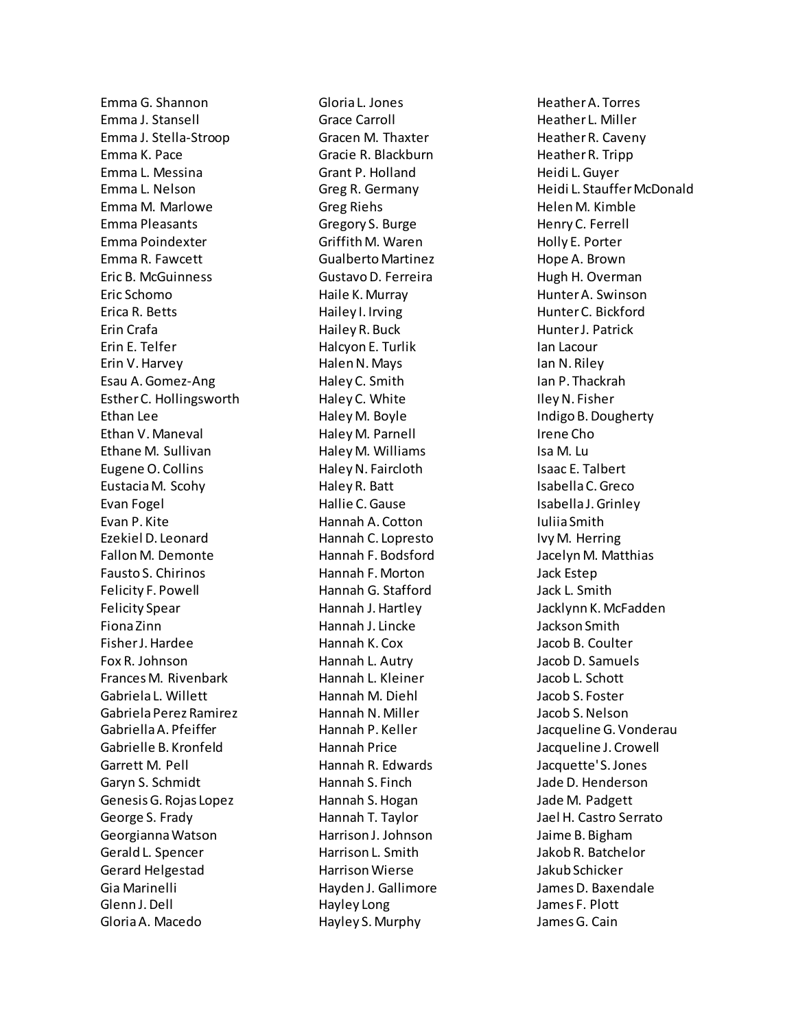Emma G. Shannon
Emma J. Stansell
Emma J. Stella-Stroop
Emma K. Pace
Emma L. Messina
Emma L. Nelson
Emma M. Marlowe
Emma Pleasants
Emma Poindexter
Emma R. Fawcett
Eric B. McGuinness
Eric Schomo
Erica R. Betts
Erin Crafa
Erin E. Telfer
Erin V. Harvey
Esau A. Gomez-Ang
Esther C. Hollingsworth
Ethan Lee
Ethan V. Maneval
Ethane M. Sullivan
Eugene O. Collins
Eustacia M. Scohy
Evan Fogel
Evan P. Kite
Ezekiel D. Leonard
Fallon M. Demonte
Fausto S. Chirinos
Felicity F. Powell
Felicity Spear
Fiona Zinn
Fisher J. Hardee
Fox R. Johnson
Frances M. Rivenbark
Gabriela L. Willett
Gabriela Perez Ramirez
Gabriella A. Pfeiffer
Gabrielle B. Kronfeld
Garrett M. Pell
Garyn S. Schmidt
Genesis G. Rojas Lopez
George S. Frady
Georgianna Watson
Gerald L. Spencer
Gerard Helgestad
Gia Marinelli
Glenn J. Dell
Gloria A. Macedo
Gloria L. Jones
Grace Carroll
Gracen M. Thaxter
Gracie R. Blackburn
Grant P. Holland
Greg R. Germany
Greg Riehs
Gregory S. Burge
Griffith M. Waren
Gualberto Martinez
Gustavo D. Ferreira
Haile K. Murray
Hailey I. Irving
Hailey R. Buck
Halcyon E. Turlik
Halen N. Mays
Haley C. Smith
Haley C. White
Haley M. Boyle
Haley M. Parnell
Haley M. Williams
Haley N. Faircloth
Haley R. Batt
Hallie C. Gause
Hannah A. Cotton
Hannah C. Lopresto
Hannah F. Bodsford
Hannah F. Morton
Hannah G. Stafford
Hannah J. Hartley
Hannah J. Lincke
Hannah K. Cox
Hannah L. Autry
Hannah L. Kleiner
Hannah M. Diehl
Hannah N. Miller
Hannah P. Keller
Hannah Price
Hannah R. Edwards
Hannah S. Finch
Hannah S. Hogan
Hannah T. Taylor
Harrison J. Johnson
Harrison L. Smith
Harrison Wierse
Hayden J. Gallimore
Hayley Long
Hayley S. Murphy
Heather A. Torres
Heather L. Miller
Heather R. Caveny
Heather R. Tripp
Heidi L. Guyer
Heidi L. Stauffer McDonald
Helen M. Kimble
Henry C. Ferrell
Holly E. Porter
Hope A. Brown
Hugh H. Overman
Hunter A. Swinson
Hunter C. Bickford
Hunter J. Patrick
Ian Lacour
Ian N. Riley
Ian P. Thackrah
Iley N. Fisher
Indigo B. Dougherty
Irene Cho
Isa M. Lu
Isaac E. Talbert
Isabella C. Greco
Isabella J. Grinley
Iuliia Smith
Ivy M. Herring
Jacelyn M. Matthias
Jack Estep
Jack L. Smith
Jacklynn K. McFadden
Jackson Smith
Jacob B. Coulter
Jacob D. Samuels
Jacob L. Schott
Jacob S. Foster
Jacob S. Nelson
Jacqueline G. Vonderau
Jacqueline J. Crowell
Jacquette' S. Jones
Jade D. Henderson
Jade M. Padgett
Jael H. Castro Serrato
Jaime B. Bigham
Jakob R. Batchelor
Jakub Schicker
James D. Baxendale
James F. Plott
James G. Cain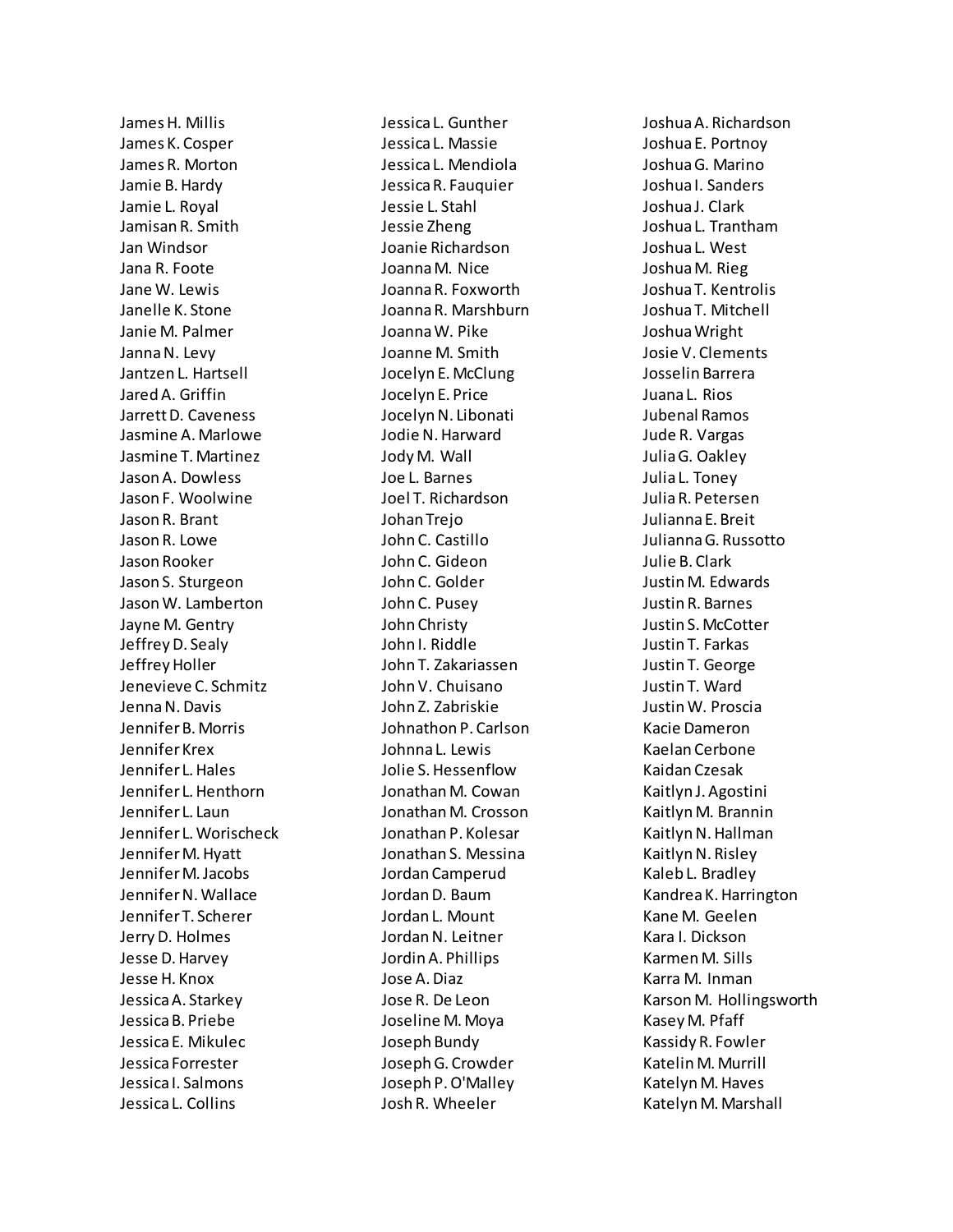James H. Millis
James K. Cosper
James R. Morton
Jamie B. Hardy
Jamie L. Royal
Jamisan R. Smith
Jan Windsor
Jana R. Foote
Jane W. Lewis
Janelle K. Stone
Janie M. Palmer
Janna N. Levy
Jantzen L. Hartsell
Jared A. Griffin
Jarrett D. Caveness
Jasmine A. Marlowe
Jasmine T. Martinez
Jason A. Dowless
Jason F. Woolwine
Jason R. Brant
Jason R. Lowe
Jason Rooker
Jason S. Sturgeon
Jason W. Lamberton
Jayne M. Gentry
Jeffrey D. Sealy
Jeffrey Holler
Jenevieve C. Schmitz
Jenna N. Davis
Jennifer B. Morris
Jennifer Krex
Jennifer L. Hales
Jennifer L. Henthorn
Jennifer L. Laun
Jennifer L. Worischeck
Jennifer M. Hyatt
Jennifer M. Jacobs
Jennifer N. Wallace
Jennifer T. Scherer
Jerry D. Holmes
Jesse D. Harvey
Jesse H. Knox
Jessica A. Starkey
Jessica B. Priebe
Jessica E. Mikulec
Jessica Forrester
Jessica I. Salmons
Jessica L. Collins
Jessica L. Gunther
Jessica L. Massie
Jessica L. Mendiola
Jessica R. Fauquier
Jessie L. Stahl
Jessie Zheng
Joanie Richardson
Joanna M. Nice
Joanna R. Foxworth
Joanna R. Marshburn
Joanna W. Pike
Joanne M. Smith
Jocelyn E. McClung
Jocelyn E. Price
Jocelyn N. Libonati
Jodie N. Harward
Jody M. Wall
Joe L. Barnes
Joel T. Richardson
Johan Trejo
John C. Castillo
John C. Gideon
John C. Golder
John C. Pusey
John Christy
John I. Riddle
John T. Zakariassen
John V. Chuisano
John Z. Zabriskie
Johnathon P. Carlson
Johnna L. Lewis
Jolie S. Hessenflow
Jonathan M. Cowan
Jonathan M. Crosson
Jonathan P. Kolesar
Jonathan S. Messina
Jordan Camperud
Jordan D. Baum
Jordan L. Mount
Jordan N. Leitner
Jordin A. Phillips
Jose A. Diaz
Jose R. De Leon
Joseline M. Moya
Joseph Bundy
Joseph G. Crowder
Joseph P. O'Malley
Josh R. Wheeler
Joshua A. Richardson
Joshua E. Portnoy
Joshua G. Marino
Joshua I. Sanders
Joshua J. Clark
Joshua L. Trantham
Joshua L. West
Joshua M. Rieg
Joshua T. Kentrolis
Joshua T. Mitchell
Joshua Wright
Josie V. Clements
Josselin Barrera
Juana L. Rios
Jubenal Ramos
Jude R. Vargas
Julia G. Oakley
Julia L. Toney
Julia R. Petersen
Julianna E. Breit
Julianna G. Russotto
Julie B. Clark
Justin M. Edwards
Justin R. Barnes
Justin S. McCotter
Justin T. Farkas
Justin T. George
Justin T. Ward
Justin W. Proscia
Kacie Dameron
Kaelan Cerbone
Kaidan Czesak
Kaitlyn J. Agostini
Kaitlyn M. Brannin
Kaitlyn N. Hallman
Kaitlyn N. Risley
Kaleb L. Bradley
Kandrea K. Harrington
Kane M. Geelen
Kara I. Dickson
Karmen M. Sills
Karra M. Inman
Karson M. Hollingsworth
Kasey M. Pfaff
Kassidy R. Fowler
Katelin M. Murrill
Katelyn M. Haves
Katelyn M. Marshall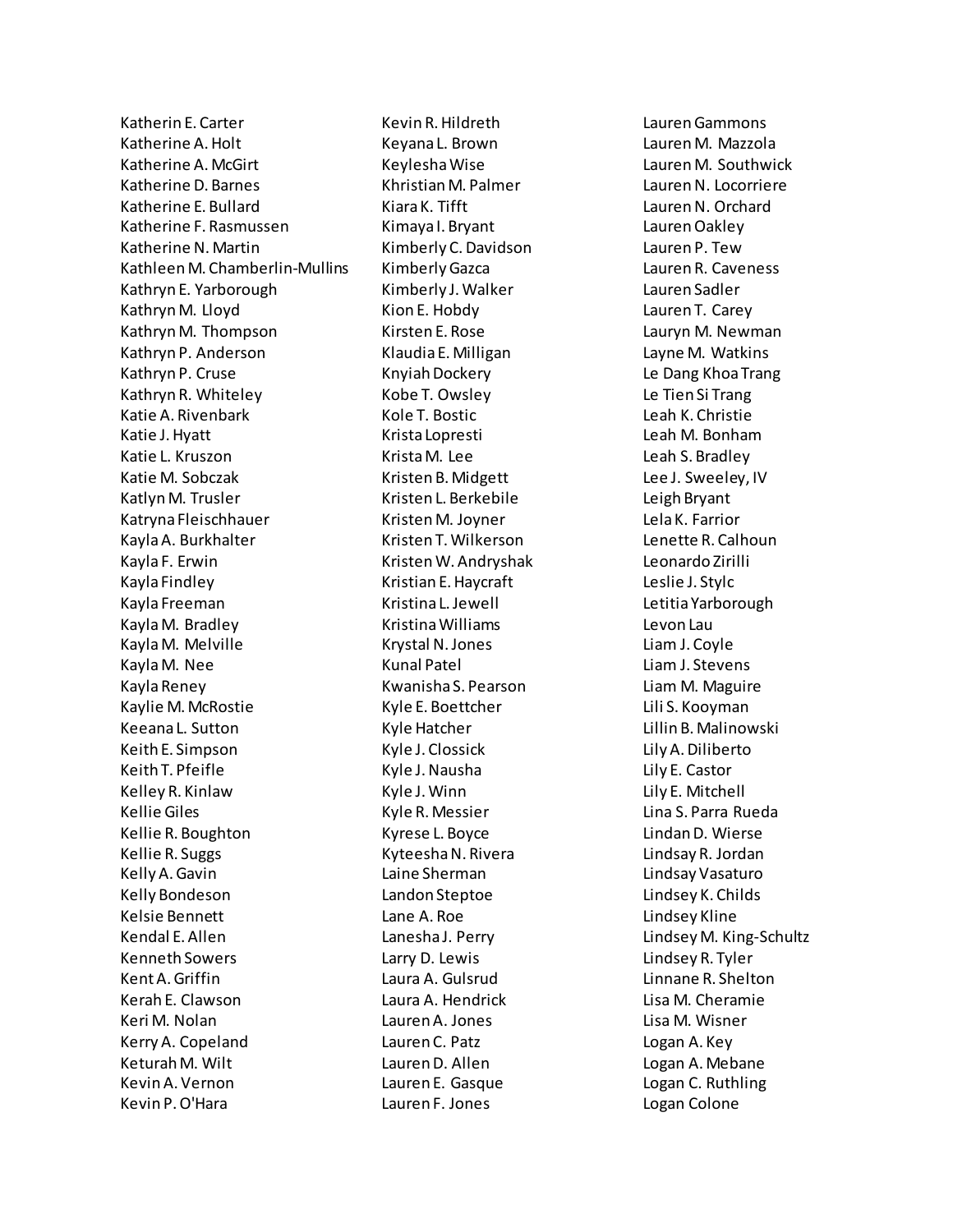Katherin E. Carter
Katherine A. Holt
Katherine A. McGirt
Katherine D. Barnes
Katherine E. Bullard
Katherine F. Rasmussen
Katherine N. Martin
Kathleen M. Chamberlin-Mullins
Kathryn E. Yarborough
Kathryn M. Lloyd
Kathryn M. Thompson
Kathryn P. Anderson
Kathryn P. Cruse
Kathryn R. Whiteley
Katie A. Rivenbark
Katie J. Hyatt
Katie L. Kruszon
Katie M. Sobczak
Katlyn M. Trusler
Katryna Fleischhauer
Kayla A. Burkhalter
Kayla F. Erwin
Kayla Findley
Kayla Freeman
Kayla M. Bradley
Kayla M. Melville
Kayla M. Nee
Kayla Reney
Kaylie M. McRostie
Keeana L. Sutton
Keith E. Simpson
Keith T. Pfeifle
Kelley R. Kinlaw
Kellie Giles
Kellie R. Boughton
Kellie R. Suggs
Kelly A. Gavin
Kelly Bondeson
Kelsie Bennett
Kendal E. Allen
Kenneth Sowers
Kent A. Griffin
Kerah E. Clawson
Keri M. Nolan
Kerry A. Copeland
Keturah M. Wilt
Kevin A. Vernon
Kevin P. O'Hara
Kevin R. Hildreth
Keyana L. Brown
Keylesha Wise
Khristian M. Palmer
Kiara K. Tifft
Kimaya I. Bryant
Kimberly C. Davidson
Kimberly Gazca
Kimberly J. Walker
Kion E. Hobdy
Kirsten E. Rose
Klaudia E. Milligan
Knyiah Dockery
Kobe T. Owsley
Kole T. Bostic
Krista Lopresti
Krista M. Lee
Kristen B. Midgett
Kristen L. Berkebile
Kristen M. Joyner
Kristen T. Wilkerson
Kristen W. Andryshak
Kristian E. Haycraft
Kristina L. Jewell
Kristina Williams
Krystal N. Jones
Kunal Patel
Kwanisha S. Pearson
Kyle E. Boettcher
Kyle Hatcher
Kyle J. Clossick
Kyle J. Nausha
Kyle J. Winn
Kyle R. Messier
Kyrese L. Boyce
Kyteesha N. Rivera
Laine Sherman
Landon Steptoe
Lane A. Roe
Lanesha J. Perry
Larry D. Lewis
Laura A. Gulsrud
Laura A. Hendrick
Lauren A. Jones
Lauren C. Patz
Lauren D. Allen
Lauren E. Gasque
Lauren F. Jones
Lauren Gammons
Lauren M. Mazzola
Lauren M. Southwick
Lauren N. Locorriere
Lauren N. Orchard
Lauren Oakley
Lauren P. Tew
Lauren R. Caveness
Lauren Sadler
Lauren T. Carey
Lauryn M. Newman
Layne M. Watkins
Le Dang Khoa Trang
Le Tien Si Trang
Leah K. Christie
Leah M. Bonham
Leah S. Bradley
Lee J. Sweeley, IV
Leigh Bryant
Lela K. Farrior
Lenette R. Calhoun
Leonardo Zirilli
Leslie J. Stylc
Letitia Yarborough
Levon Lau
Liam J. Coyle
Liam J. Stevens
Liam M. Maguire
Lili S. Kooyman
Lillin B. Malinowski
Lily A. Diliberto
Lily E. Castor
Lily E. Mitchell
Lina S. Parra Rueda
Lindan D. Wierse
Lindsay R. Jordan
Lindsay Vasaturo
Lindsey K. Childs
Lindsey Kline
Lindsey M. King-Schultz
Lindsey R. Tyler
Linnane R. Shelton
Lisa M. Cheramie
Lisa M. Wisner
Logan A. Key
Logan A. Mebane
Logan C. Ruthling
Logan Colone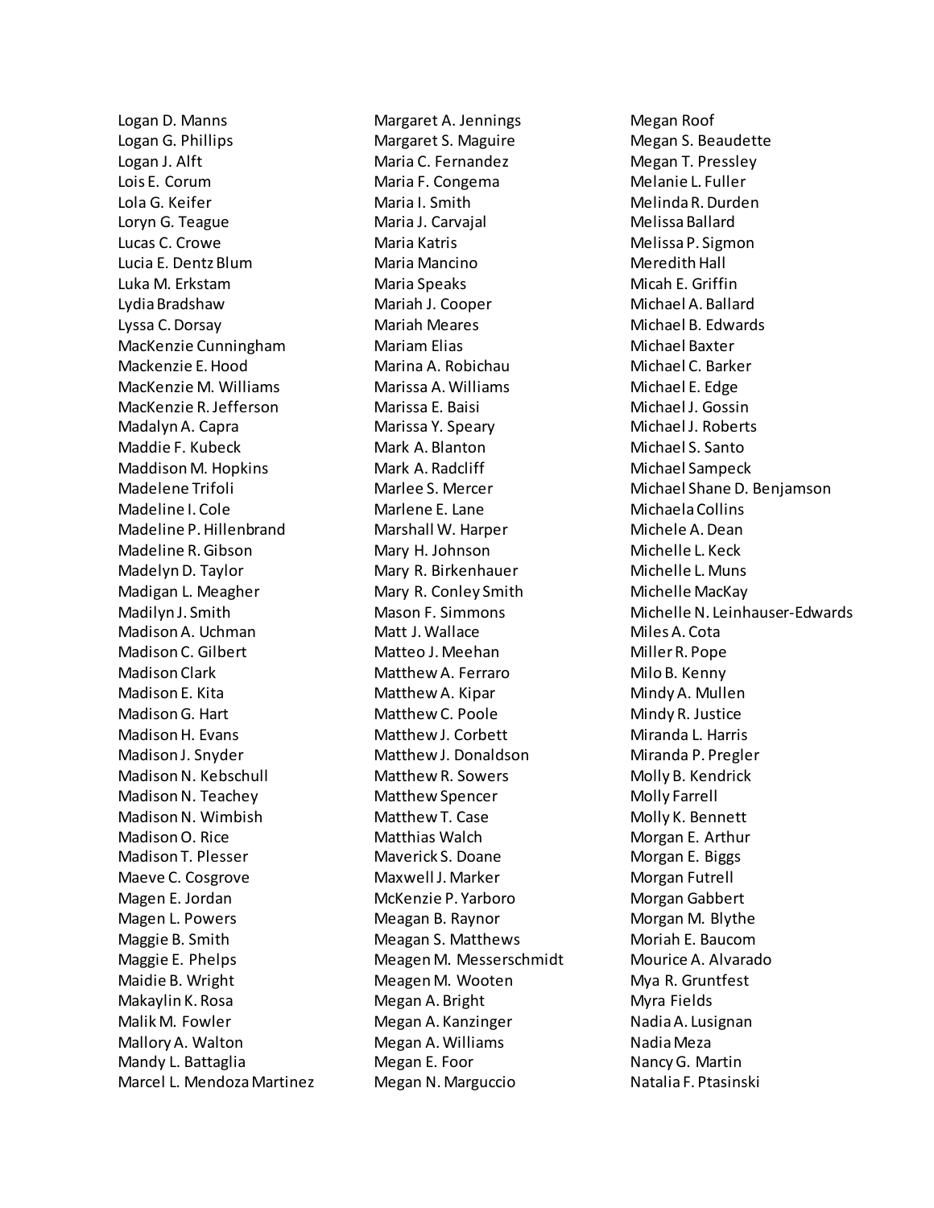Logan D. Manns
Logan G. Phillips
Logan J. Alft
Lois E. Corum
Lola G. Keifer
Loryn G. Teague
Lucas C. Crowe
Lucia E. Dentz Blum
Luka M. Erkstam
Lydia Bradshaw
Lyssa C. Dorsay
MacKenzie Cunningham
Mackenzie E. Hood
MacKenzie M. Williams
MacKenzie R. Jefferson
Madalyn A. Capra
Maddie F. Kubeck
Maddison M. Hopkins
Madelene Trifoli
Madeline I. Cole
Madeline P. Hillenbrand
Madeline R. Gibson
Madelyn D. Taylor
Madigan L. Meagher
Madilyn J. Smith
Madison A. Uchman
Madison C. Gilbert
Madison Clark
Madison E. Kita
Madison G. Hart
Madison H. Evans
Madison J. Snyder
Madison N. Kebschull
Madison N. Teachey
Madison N. Wimbish
Madison O. Rice
Madison T. Plesser
Maeve C. Cosgrove
Magen E. Jordan
Magen L. Powers
Maggie B. Smith
Maggie E. Phelps
Maidie B. Wright
Makaylin K. Rosa
Malik M. Fowler
Mallory A. Walton
Mandy L. Battaglia
Marcel L. Mendoza Martinez
Margaret A. Jennings
Margaret S. Maguire
Maria C. Fernandez
Maria F. Congema
Maria I. Smith
Maria J. Carvajal
Maria Katris
Maria Mancino
Maria Speaks
Mariah J. Cooper
Mariah Meares
Mariam Elias
Marina A. Robichau
Marissa A. Williams
Marissa E. Baisi
Marissa Y. Speary
Mark A. Blanton
Mark A. Radcliff
Marlee S. Mercer
Marlene E. Lane
Marshall W. Harper
Mary H. Johnson
Mary R. Birkenhauer
Mary R. Conley Smith
Mason F. Simmons
Matt J. Wallace
Matteo J. Meehan
Matthew A. Ferraro
Matthew A. Kipar
Matthew C. Poole
Matthew J. Corbett
Matthew J. Donaldson
Matthew R. Sowers
Matthew Spencer
Matthew T. Case
Matthias Walch
Maverick S. Doane
Maxwell J. Marker
McKenzie P. Yarboro
Meagan B. Raynor
Meagan S. Matthews
Meagen M. Messerschmidt
Meagen M. Wooten
Megan A. Bright
Megan A. Kanzinger
Megan A. Williams
Megan E. Foor
Megan N. Marguccio
Megan Roof
Megan S. Beaudette
Megan T. Pressley
Melanie L. Fuller
Melinda R. Durden
Melissa Ballard
Melissa P. Sigmon
Meredith Hall
Micah E. Griffin
Michael A. Ballard
Michael B. Edwards
Michael Baxter
Michael C. Barker
Michael E. Edge
Michael J. Gossin
Michael J. Roberts
Michael S. Santo
Michael Sampeck
Michael Shane D. Benjamson
Michaela Collins
Michele A. Dean
Michelle L. Keck
Michelle L. Muns
Michelle MacKay
Michelle N. Leinhauser-Edwards
Miles A. Cota
Miller R. Pope
Milo B. Kenny
Mindy A. Mullen
Mindy R. Justice
Miranda L. Harris
Miranda P. Pregler
Molly B. Kendrick
Molly Farrell
Molly K. Bennett
Morgan E. Arthur
Morgan E. Biggs
Morgan Futrell
Morgan Gabbert
Morgan M. Blythe
Moriah E. Baucom
Mourice A. Alvarado
Mya R. Gruntfest
Myra Fields
Nadia A. Lusignan
Nadia Meza
Nancy G. Martin
Natalia F. Ptasinski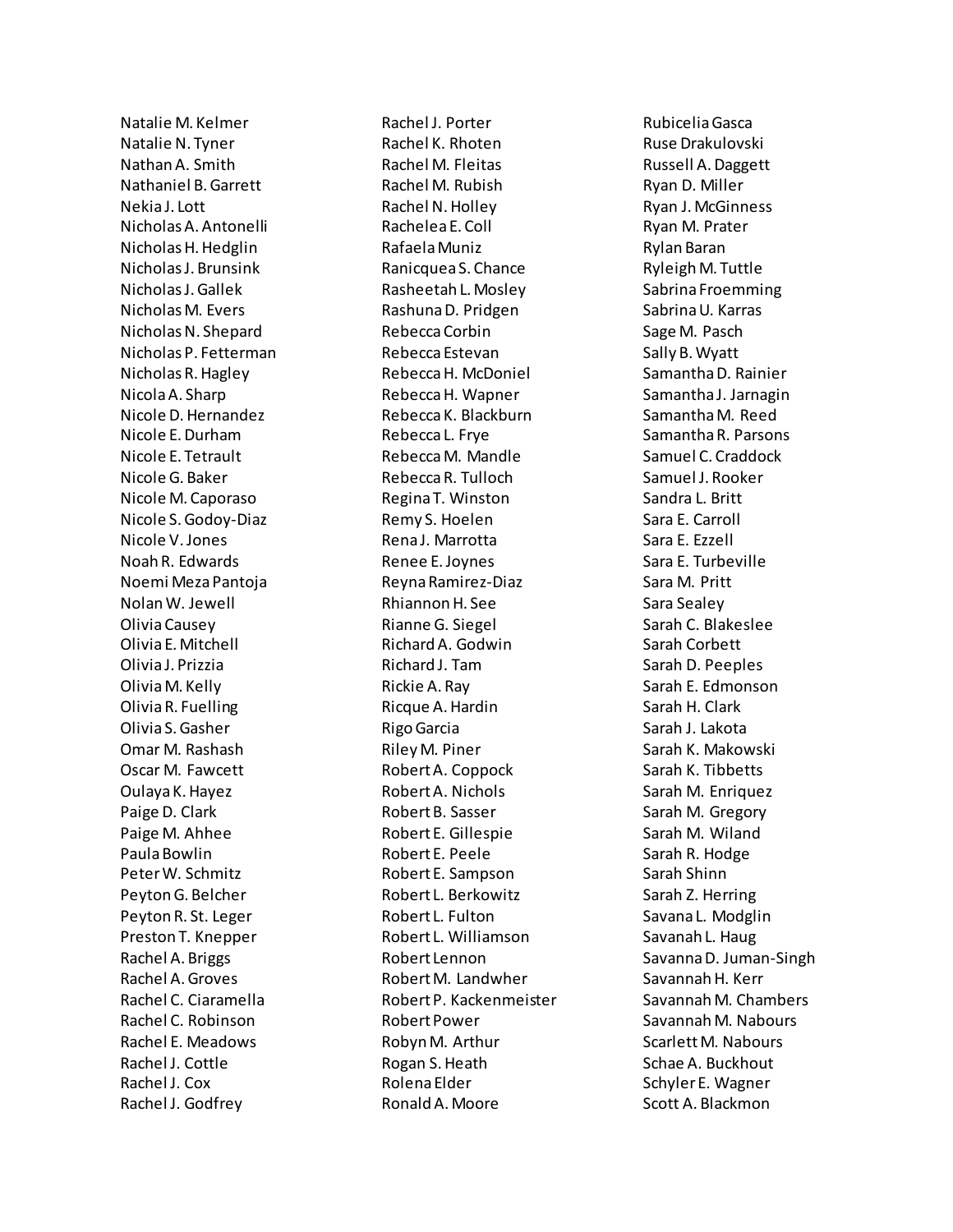Natalie M. Kelmer
Natalie N. Tyner
Nathan A. Smith
Nathaniel B. Garrett
Nekia J. Lott
Nicholas A. Antonelli
Nicholas H. Hedglin
Nicholas J. Brunsink
Nicholas J. Gallek
Nicholas M. Evers
Nicholas N. Shepard
Nicholas P. Fetterman
Nicholas R. Hagley
Nicola A. Sharp
Nicole D. Hernandez
Nicole E. Durham
Nicole E. Tetrault
Nicole G. Baker
Nicole M. Caporaso
Nicole S. Godoy-Diaz
Nicole V. Jones
Noah R. Edwards
Noemi Meza Pantoja
Nolan W. Jewell
Olivia Causey
Olivia E. Mitchell
Olivia J. Prizzia
Olivia M. Kelly
Olivia R. Fuelling
Olivia S. Gasher
Omar M. Rashash
Oscar M. Fawcett
Oulaya K. Hayez
Paige D. Clark
Paige M. Ahhee
Paula Bowlin
Peter W. Schmitz
Peyton G. Belcher
Peyton R. St. Leger
Preston T. Knepper
Rachel A. Briggs
Rachel A. Groves
Rachel C. Ciaramella
Rachel C. Robinson
Rachel E. Meadows
Rachel J. Cottle
Rachel J. Cox
Rachel J. Godfrey
Rachel J. Porter
Rachel K. Rhoten
Rachel M. Fleitas
Rachel M. Rubish
Rachel N. Holley
Rachelea E. Coll
Rafaela Muniz
Ranicquea S. Chance
Rasheetah L. Mosley
Rashuna D. Pridgen
Rebecca Corbin
Rebecca Estevan
Rebecca H. McDoniel
Rebecca H. Wapner
Rebecca K. Blackburn
Rebecca L. Frye
Rebecca M. Mandle
Rebecca R. Tulloch
Regina T. Winston
Remy S. Hoelen
Rena J. Marrotta
Renee E. Joynes
Reyna Ramirez-Diaz
Rhiannon H. See
Rianne G. Siegel
Richard A. Godwin
Richard J. Tam
Rickie A. Ray
Ricque A. Hardin
Rigo Garcia
Riley M. Piner
Robert A. Coppock
Robert A. Nichols
Robert B. Sasser
Robert E. Gillespie
Robert E. Peele
Robert E. Sampson
Robert L. Berkowitz
Robert L. Fulton
Robert L. Williamson
Robert Lennon
Robert M. Landwher
Robert P. Kackenmeister
Robert Power
Robyn M. Arthur
Rogan S. Heath
Rolena Elder
Ronald A. Moore
Rubicelia Gasca
Ruse Drakulovski
Russell A. Daggett
Ryan D. Miller
Ryan J. McGinness
Ryan M. Prater
Rylan Baran
Ryleigh M. Tuttle
Sabrina Froemming
Sabrina U. Karras
Sage M. Pasch
Sally B. Wyatt
Samantha D. Rainier
Samantha J. Jarnagin
Samantha M. Reed
Samantha R. Parsons
Samuel C. Craddock
Samuel J. Rooker
Sandra L. Britt
Sara E. Carroll
Sara E. Ezzell
Sara E. Turbeville
Sara M. Pritt
Sara Sealey
Sarah C. Blakeslee
Sarah Corbett
Sarah D. Peeples
Sarah E. Edmonson
Sarah H. Clark
Sarah J. Lakota
Sarah K. Makowski
Sarah K. Tibbetts
Sarah M. Enriquez
Sarah M. Gregory
Sarah M. Wiland
Sarah R. Hodge
Sarah Shinn
Sarah Z. Herring
Savana L. Modglin
Savanah L. Haug
Savanna D. Juman-Singh
Savannah H. Kerr
Savannah M. Chambers
Savannah M. Nabours
Scarlett M. Nabours
Schae A. Buckhout
Schyler E. Wagner
Scott A. Blackmon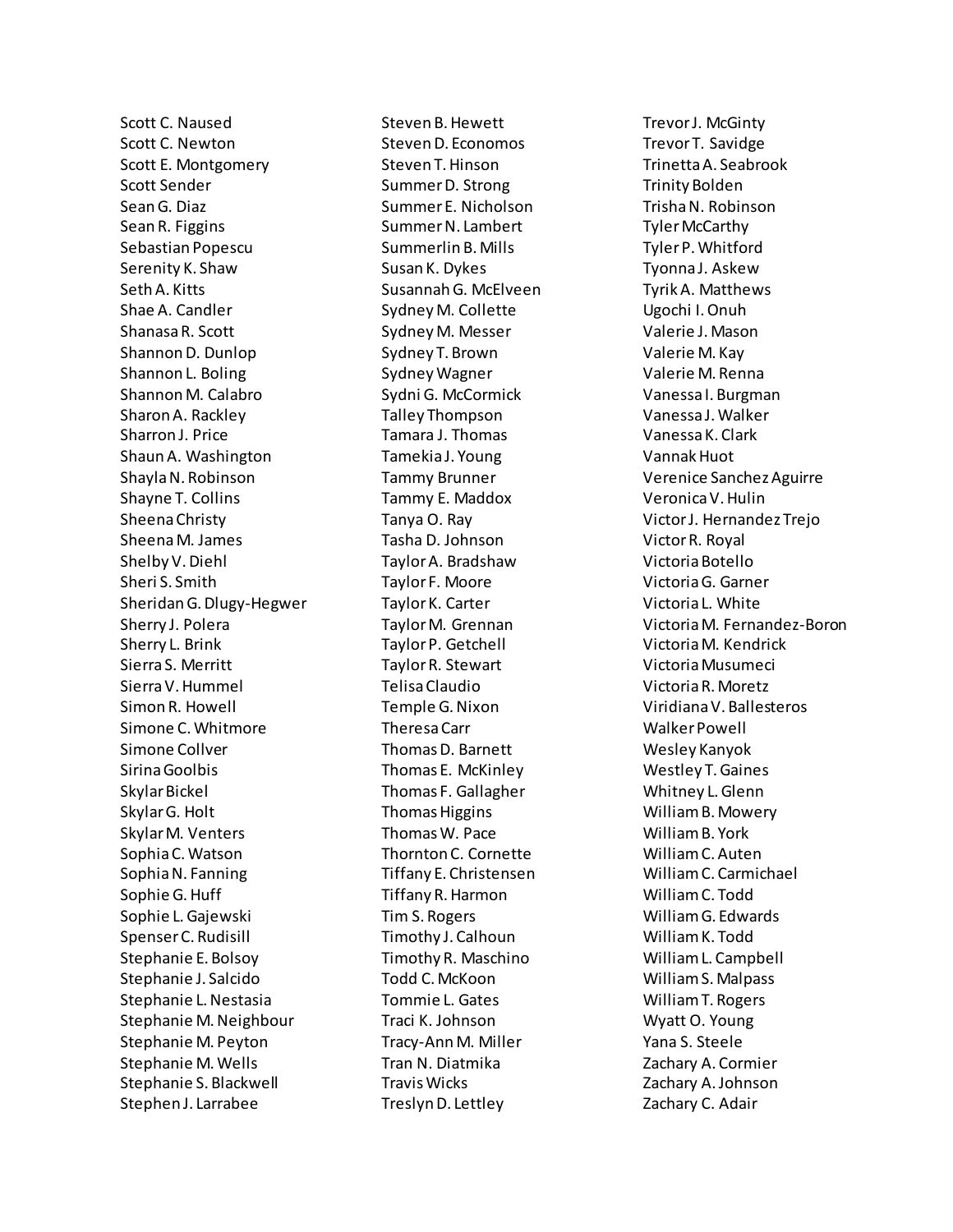Scott C. Naused
Scott C. Newton
Scott E. Montgomery
Scott Sender
Sean G. Diaz
Sean R. Figgins
Sebastian Popescu
Serenity K. Shaw
Seth A. Kitts
Shae A. Candler
Shanasa R. Scott
Shannon D. Dunlop
Shannon L. Boling
Shannon M. Calabro
Sharon A. Rackley
Sharron J. Price
Shaun A. Washington
Shayla N. Robinson
Shayne T. Collins
Sheena Christy
Sheena M. James
Shelby V. Diehl
Sheri S. Smith
Sheridan G. Dlugy-Hegwer
Sherry J. Polera
Sherry L. Brink
Sierra S. Merritt
Sierra V. Hummel
Simon R. Howell
Simone C. Whitmore
Simone Collver
Sirina Goolbis
Skylar Bickel
Skylar G. Holt
Skylar M. Venters
Sophia C. Watson
Sophia N. Fanning
Sophie G. Huff
Sophie L. Gajewski
Spenser C. Rudisill
Stephanie E. Bolsoy
Stephanie J. Salcido
Stephanie L. Nestasia
Stephanie M. Neighbour
Stephanie M. Peyton
Stephanie M. Wells
Stephanie S. Blackwell
Stephen J. Larrabee
Steven B. Hewett
Steven D. Economos
Steven T. Hinson
Summer D. Strong
Summer E. Nicholson
Summer N. Lambert
Summerlin B. Mills
Susan K. Dykes
Susannah G. McElveen
Sydney M. Collette
Sydney M. Messer
Sydney T. Brown
Sydney Wagner
Sydni G. McCormick
Talley Thompson
Tamara J. Thomas
Tamekia J. Young
Tammy Brunner
Tammy E. Maddox
Tanya O. Ray
Tasha D. Johnson
Taylor A. Bradshaw
Taylor F. Moore
Taylor K. Carter
Taylor M. Grennan
Taylor P. Getchell
Taylor R. Stewart
Telisa Claudio
Temple G. Nixon
Theresa Carr
Thomas D. Barnett
Thomas E. McKinley
Thomas F. Gallagher
Thomas Higgins
Thomas W. Pace
Thornton C. Cornette
Tiffany E. Christensen
Tiffany R. Harmon
Tim S. Rogers
Timothy J. Calhoun
Timothy R. Maschino
Todd C. McKoon
Tommie L. Gates
Traci K. Johnson
Tracy-Ann M. Miller
Tran N. Diatmika
Travis Wicks
Treslyn D. Lettley
Trevor J. McGinty
Trevor T. Savidge
Trinetta A. Seabrook
Trinity Bolden
Trisha N. Robinson
Tyler McCarthy
Tyler P. Whitford
Tyonna J. Askew
Tyrik A. Matthews
Ugochi I. Onuh
Valerie J. Mason
Valerie M. Kay
Valerie M. Renna
Vanessa I. Burgman
Vanessa J. Walker
Vanessa K. Clark
Vannak Huot
Verenice Sanchez Aguirre
Veronica V. Hulin
Victor J. Hernandez Trejo
Victor R. Royal
Victoria Botello
Victoria G. Garner
Victoria L. White
Victoria M. Fernandez-Boron
Victoria M. Kendrick
Victoria Musumeci
Victoria R. Moretz
Viridiana V. Ballesteros
Walker Powell
Wesley Kanyok
Westley T. Gaines
Whitney L. Glenn
William B. Mowery
William B. York
William C. Auten
William C. Carmichael
William C. Todd
William G. Edwards
William K. Todd
William L. Campbell
William S. Malpass
William T. Rogers
Wyatt O. Young
Yana S. Steele
Zachary A. Cormier
Zachary A. Johnson
Zachary C. Adair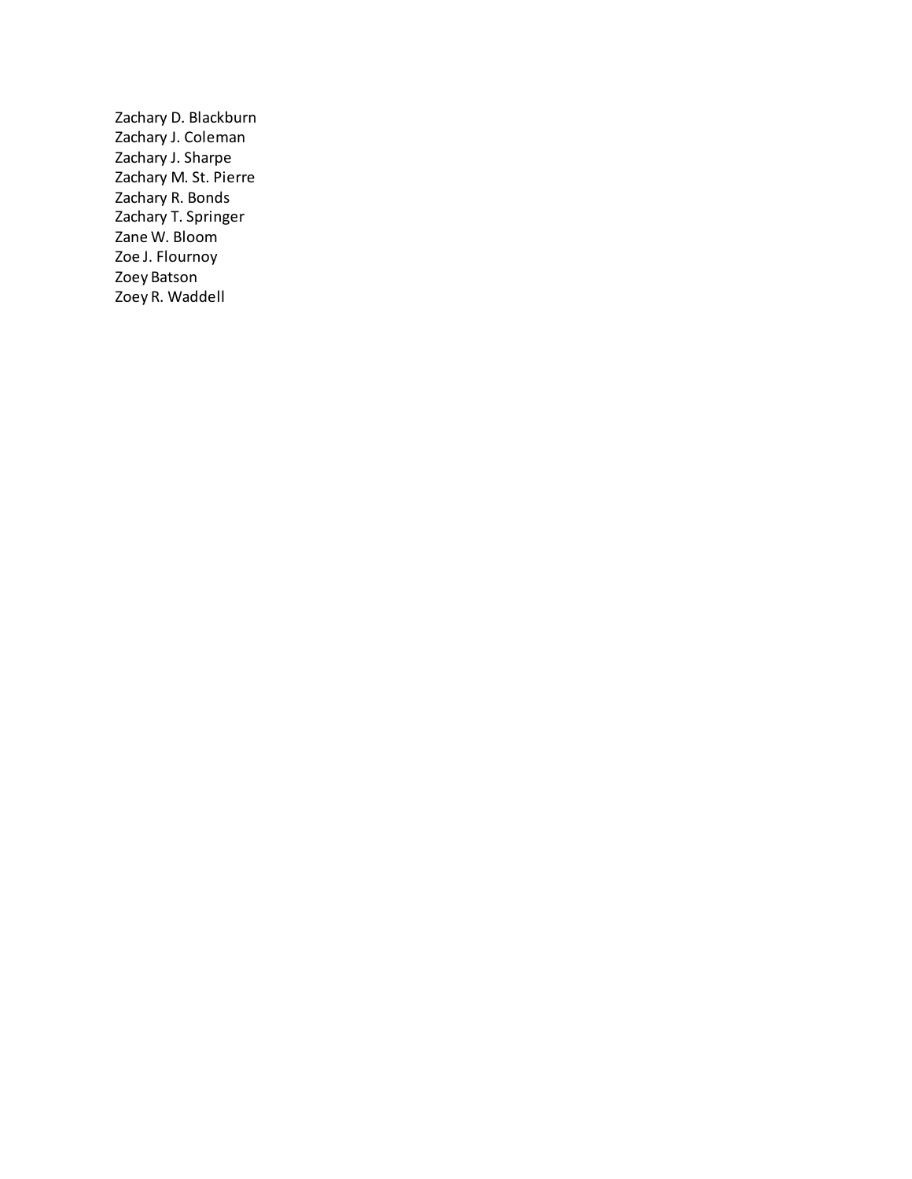Zachary D. Blackburn
Zachary J. Coleman
Zachary J. Sharpe
Zachary M. St. Pierre
Zachary R. Bonds
Zachary T. Springer
Zane W. Bloom
Zoe J. Flournoy
Zoey Batson
Zoey R. Waddell